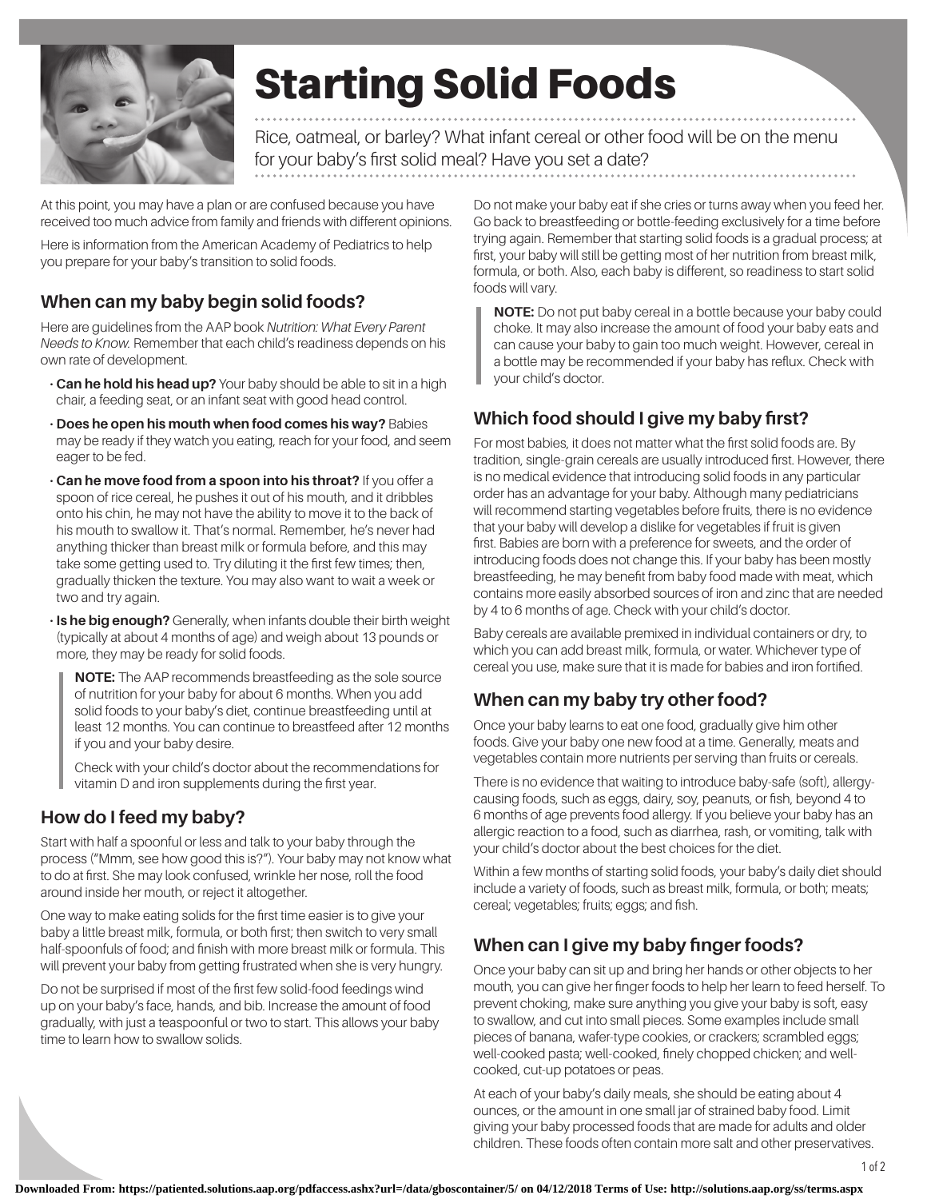# Starting Solid Foods

Rice, oatmeal, or barley? What infant cereal or other food will be on the menu for your baby's first solid meal? Have you set a date?

At this point, you may have a plan or are confused because you have received too much advice from family and friends with different opinions.

Here is information from the American Academy of Pediatrics to help you prepare for your baby's transition to solid foods.

## When can my baby begin solid foods?

Here are guidelines from the AAP book *Nutrition: What Every Parent Needs to Know.* Remember that each child's readiness depends on his own rate of development.

- **Can he hold his head up?** Your baby should be able to sit in a high chair, a feeding seat, or an infant seat with good head control.
- **Does he open his mouth when food comes his way?** Babies may be ready if they watch you eating, reach for your food, and seem eager to be fed.
- **Can he move food from a spoon into his throat?** If you offer a spoon of rice cereal, he pushes it out of his mouth, and it dribbles onto his chin, he may not have the ability to move it to the back of his mouth to swallow it. That's normal. Remember, he's never had anything thicker than breast milk or formula before, and this may take some getting used to. Try diluting it the first few times; then, gradually thicken the texture. You may also want to wait a week or two and try again.
- **Is he big enough?** Generally, when infants double their birth weight (typically at about 4 months of age) and weigh about 13 pounds or more, they may be ready for solid foods.

> **NOTE:** The AAP recommends breastfeeding as the sole source of nutrition for your baby for about 6 months. When you add solid foods to your baby's diet, continue breastfeeding until at least 12 months. You can continue to breastfeed after 12 months if you and your baby desire.
>
> Check with your child's doctor about the recommendations for vitamin D and iron supplements during the first year.

## How do I feed my baby?

Start with half a spoonful or less and talk to your baby through the process ("Mmm, see how good this is?"). Your baby may not know what to do at first. She may look confused, wrinkle her nose, roll the food around inside her mouth, or reject it altogether.

One way to make eating solids for the first time easier is to give your baby a little breast milk, formula, or both first; then switch to very small half-spoonfuls of food; and finish with more breast milk or formula. This will prevent your baby from getting frustrated when she is very hungry.

Do not be surprised if most of the first few solid-food feedings wind up on your baby's face, hands, and bib. Increase the amount of food gradually, with just a teaspoonful or two to start. This allows your baby time to learn how to swallow solids.

Do not make your baby eat if she cries or turns away when you feed her. Go back to breastfeeding or bottle-feeding exclusively for a time before trying again. Remember that starting solid foods is a gradual process; at first, your baby will still be getting most of her nutrition from breast milk, formula, or both. Also, each baby is different, so readiness to start solid foods will vary.

> **NOTE:** Do not put baby cereal in a bottle because your baby could choke. It may also increase the amount of food your baby eats and can cause your baby to gain too much weight. However, cereal in a bottle may be recommended if your baby has reflux. Check with your child's doctor.

## Which food should I give my baby first?

For most babies, it does not matter what the first solid foods are. By tradition, single-grain cereals are usually introduced first. However, there is no medical evidence that introducing solid foods in any particular order has an advantage for your baby. Although many pediatricians will recommend starting vegetables before fruits, there is no evidence that your baby will develop a dislike for vegetables if fruit is given first. Babies are born with a preference for sweets, and the order of introducing foods does not change this. If your baby has been mostly breastfeeding, he may benefit from baby food made with meat, which contains more easily absorbed sources of iron and zinc that are needed by 4 to 6 months of age. Check with your child's doctor.

Baby cereals are available premixed in individual containers or dry, to which you can add breast milk, formula, or water. Whichever type of cereal you use, make sure that it is made for babies and iron fortified.

## When can my baby try other food?

Once your baby learns to eat one food, gradually give him other foods. Give your baby one new food at a time. Generally, meats and vegetables contain more nutrients per serving than fruits or cereals.

There is no evidence that waiting to introduce baby-safe (soft), allergy-causing foods, such as eggs, dairy, soy, peanuts, or fish, beyond 4 to 6 months of age prevents food allergy. If you believe your baby has an allergic reaction to a food, such as diarrhea, rash, or vomiting, talk with your child's doctor about the best choices for the diet.

Within a few months of starting solid foods, your baby's daily diet should include a variety of foods, such as breast milk, formula, or both; meats; cereal; vegetables; fruits; eggs; and fish.

## When can I give my baby finger foods?

Once your baby can sit up and bring her hands or other objects to her mouth, you can give her finger foods to help her learn to feed herself. To prevent choking, make sure anything you give your baby is soft, easy to swallow, and cut into small pieces. Some examples include small pieces of banana, wafer-type cookies, or crackers; scrambled eggs; well-cooked pasta; well-cooked, finely chopped chicken; and well-cooked, cut-up potatoes or peas.

At each of your baby's daily meals, she should be eating about 4 ounces, or the amount in one small jar of strained baby food. Limit giving your baby processed foods that are made for adults and older children. These foods often contain more salt and other preservatives.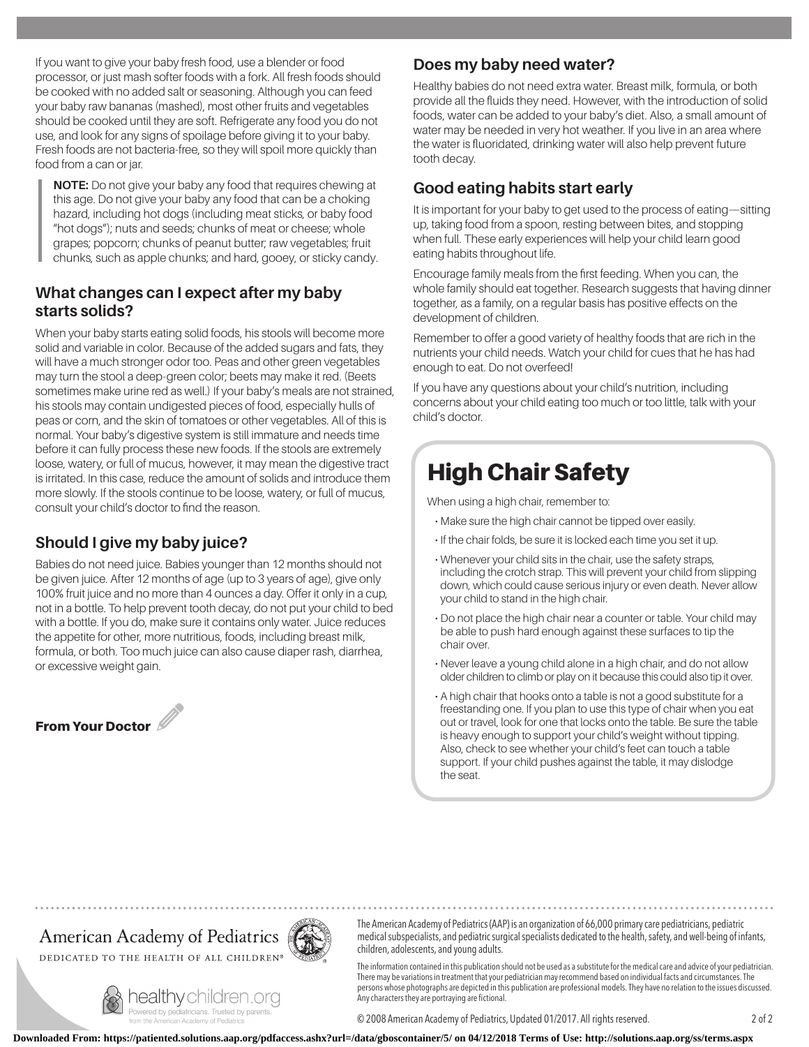If you want to give your baby fresh food, use a blender or food processor, or just mash softer foods with a fork. All fresh foods should be cooked with no added salt or seasoning. Although you can feed your baby raw bananas (mashed), most other fruits and vegetables should be cooked until they are soft. Refrigerate any food you do not use, and look for any signs of spoilage before giving it to your baby. Fresh foods are not bacteria-free, so they will spoil more quickly than food from a can or jar.

> **NOTE:** Do not give your baby any food that requires chewing at this age. Do not give your baby any food that can be a choking hazard, including hot dogs (including meat sticks, or baby food "hot dogs"); nuts and seeds; chunks of meat or cheese; whole grapes; popcorn; chunks of peanut butter; raw vegetables; fruit chunks, such as apple chunks; and hard, gooey, or sticky candy.

## What changes can I expect after my baby starts solids?

When your baby starts eating solid foods, his stools will become more solid and variable in color. Because of the added sugars and fats, they will have a much stronger odor too. Peas and other green vegetables may turn the stool a deep-green color; beets may make it red. (Beets sometimes make urine red as well.) If your baby's meals are not strained, his stools may contain undigested pieces of food, especially hulls of peas or corn, and the skin of tomatoes or other vegetables. All of this is normal. Your baby's digestive system is still immature and needs time before it can fully process these new foods. If the stools are extremely loose, watery, or full of mucus, however, it may mean the digestive tract is irritated. In this case, reduce the amount of solids and introduce them more slowly. If the stools continue to be loose, watery, or full of mucus, consult your child's doctor to find the reason.

## Should I give my baby juice?

Babies do not need juice. Babies younger than 12 months should not be given juice. After 12 months of age (up to 3 years of age), give only 100% fruit juice and no more than 4 ounces a day. Offer it only in a cup, not in a bottle. To help prevent tooth decay, do not put your child to bed with a bottle. If you do, make sure it contains only water. Juice reduces the appetite for other, more nutritious, foods, including breast milk, formula, or both. Too much juice can also cause diaper rash, diarrhea, or excessive weight gain.

**From Your Doctor**

## Does my baby need water?

Healthy babies do not need extra water. Breast milk, formula, or both provide all the fluids they need. However, with the introduction of solid foods, water can be added to your baby's diet. Also, a small amount of water may be needed in very hot weather. If you live in an area where the water is fluoridated, drinking water will also help prevent future tooth decay.

## Good eating habits start early

It is important for your baby to get used to the process of eating—sitting up, taking food from a spoon, resting between bites, and stopping when full. These early experiences will help your child learn good eating habits throughout life.

Encourage family meals from the first feeding. When you can, the whole family should eat together. Research suggests that having dinner together, as a family, on a regular basis has positive effects on the development of children.

Remember to offer a good variety of healthy foods that are rich in the nutrients your child needs. Watch your child for cues that he has had enough to eat. Do not overfeed!

If you have any questions about your child's nutrition, including concerns about your child eating too much or too little, talk with your child's doctor.

# High Chair Safety

When using a high chair, remember to:

- Make sure the high chair cannot be tipped over easily.
- If the chair folds, be sure it is locked each time you set it up.
- Whenever your child sits in the chair, use the safety straps, including the crotch strap. This will prevent your child from slipping down, which could cause serious injury or even death. Never allow your child to stand in the high chair.
- Do not place the high chair near a counter or table. Your child may be able to push hard enough against these surfaces to tip the chair over.
- Never leave a young child alone in a high chair, and do not allow older children to climb or play on it because this could also tip it over.
- A high chair that hooks onto a table is not a good substitute for a freestanding one. If you plan to use this type of chair when you eat out or travel, look for one that locks onto the table. Be sure the table is heavy enough to support your child's weight without tipping. Also, check to see whether your child's feet can touch a table support. If your child pushes against the table, it may dislodge the seat.

American Academy of Pediatrics
DEDICATED TO THE HEALTH OF ALL CHILDREN®

healthychildren.org
Powered by pediatricians. Trusted by parents.
from the American Academy of Pediatrics

The American Academy of Pediatrics (AAP) is an organization of 66,000 primary care pediatricians, pediatric medical subspecialists, and pediatric surgical specialists dedicated to the health, safety, and well-being of infants, children, adolescents, and young adults.

The information contained in this publication should not be used as a substitute for the medical care and advice of your pediatrician. There may be variations in treatment that your pediatrician may recommend based on individual facts and circumstances. The persons whose photographs are depicted in this publication are professional models. They have no relation to the issues discussed. Any characters they are portraying are fictional.

© 2008 American Academy of Pediatrics, Updated 01/2017. All rights reserved.